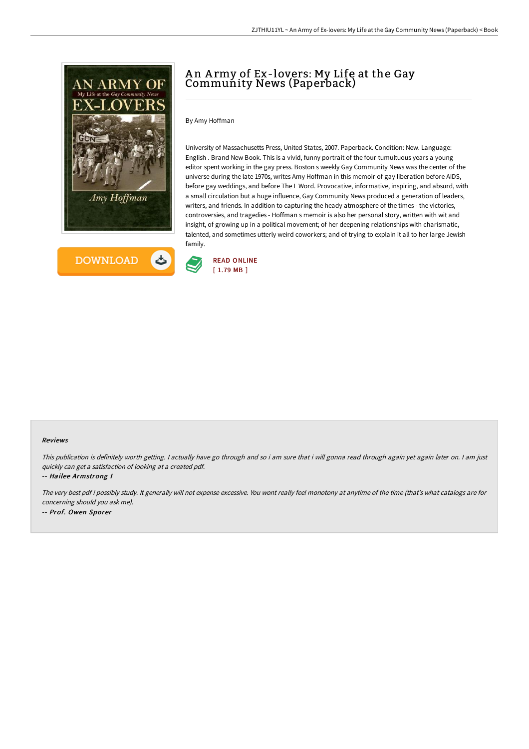# An Army of Ex-lovers: My Life at the Gay Community News (Paperback)

By Amy Hoffman

University of Massachusetts Press, United States, 2007. Paperback. Condition: New. Language: English . Brand New Book. This is a vivid, funny portrait of the four tumultuous years a young editor spent working in the gay press. Boston s weekly Gay Community News was the center of the universe during the late 1970s, writes Amy Hoffman in this memoir of gay liberation before AIDS, before gay weddings, and before The L Word. Provocative, informative, inspiring, and absurd, with a small circulation but a huge influence, Gay Community News produced a generation of leaders, writers, and friends. In addition to capturing the heady atmosphere of the times - the victories, controversies, and tragedies - Hoffman s memoir is also her personal story, written with wit and insight, of growing up in a political movement; of her deepening relationships with charismatic, talented, and sometimes utterly weird coworkers; and of trying to explain it all to her large Jewish family.

DOWNLOAD

READ ONLINE
[ 1.79 MB ]

### Reviews

*This publication is definitely worth getting. I actually have go through and so i am sure that i will gonna read through again yet again later on. I am just quickly can get a satisfaction of looking at a created pdf.*

-- ***Hailee Armstrong I***

*The very best pdf i possibly study. It generally will not expense excessive. You wont really feel monotony at anytime of the time (that's what catalogs are for concerning should you ask me).*

-- ***Prof. Owen Sporer***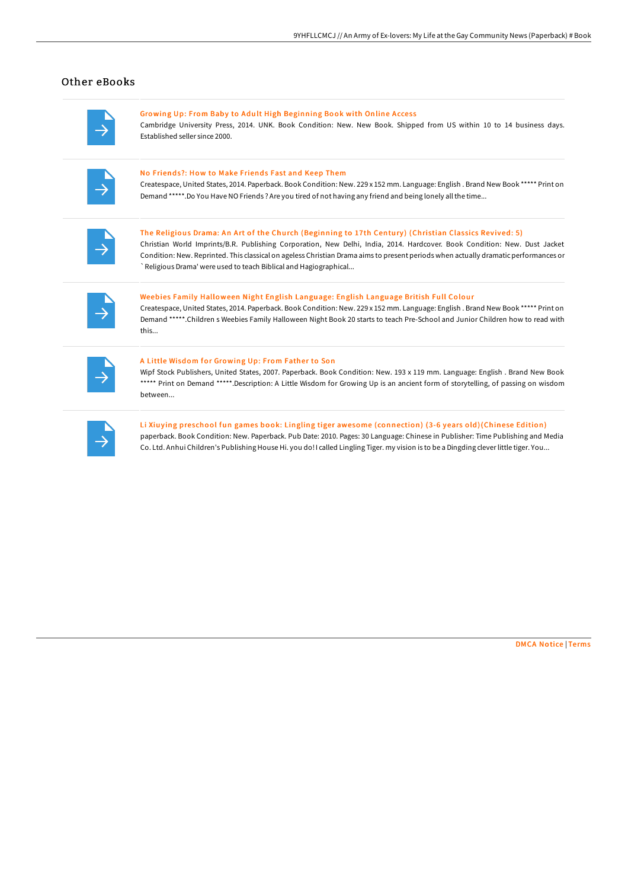## Other eBooks

**Growing Up: From Baby to Adult High Beginning Book with Online Access**

Cambridge University Press, 2014. UNK. Book Condition: New. New Book. Shipped from US within 10 to 14 business days. Established seller since 2000.

**No Friends?: How to Make Friends Fast and Keep Them**

Createspace, United States, 2014. Paperback. Book Condition: New. 229 x 152 mm. Language: English . Brand New Book ***** Print on Demand *****.Do You Have NO Friends ? Are you tired of not having any friend and being lonely all the time...

**The Religious Drama: An Art of the Church (Beginning to 17th Century) (Christian Classics Revived: 5)**

Christian World Imprints/B.R. Publishing Corporation, New Delhi, India, 2014. Hardcover. Book Condition: New. Dust Jacket Condition: New. Reprinted. This classical on ageless Christian Drama aims to present periods when actually dramatic performances or `Religious Drama' were used to teach Biblical and Hagiographical...

**Weebies Family Halloween Night English Language: English Language British Full Colour**

Createspace, United States, 2014. Paperback. Book Condition: New. 229 x 152 mm. Language: English . Brand New Book ***** Print on Demand *****.Children s Weebies Family Halloween Night Book 20 starts to teach Pre-School and Junior Children how to read with this...

**A Little Wisdom for Growing Up: From Father to Son**

Wipf Stock Publishers, United States, 2007. Paperback. Book Condition: New. 193 x 119 mm. Language: English . Brand New Book ***** Print on Demand *****.Description: A Little Wisdom for Growing Up is an ancient form of storytelling, of passing on wisdom between...

**Li Xiuying preschool fun games book: Lingling tiger awesome (connection) (3-6 years old)(Chinese Edition)**

paperback. Book Condition: New. Paperback. Pub Date: 2010. Pages: 30 Language: Chinese in Publisher: Time Publishing and Media Co. Ltd. Anhui Children's Publishing House Hi. you do! I called Lingling Tiger. my vision is to be a Dingding clever little tiger. You...